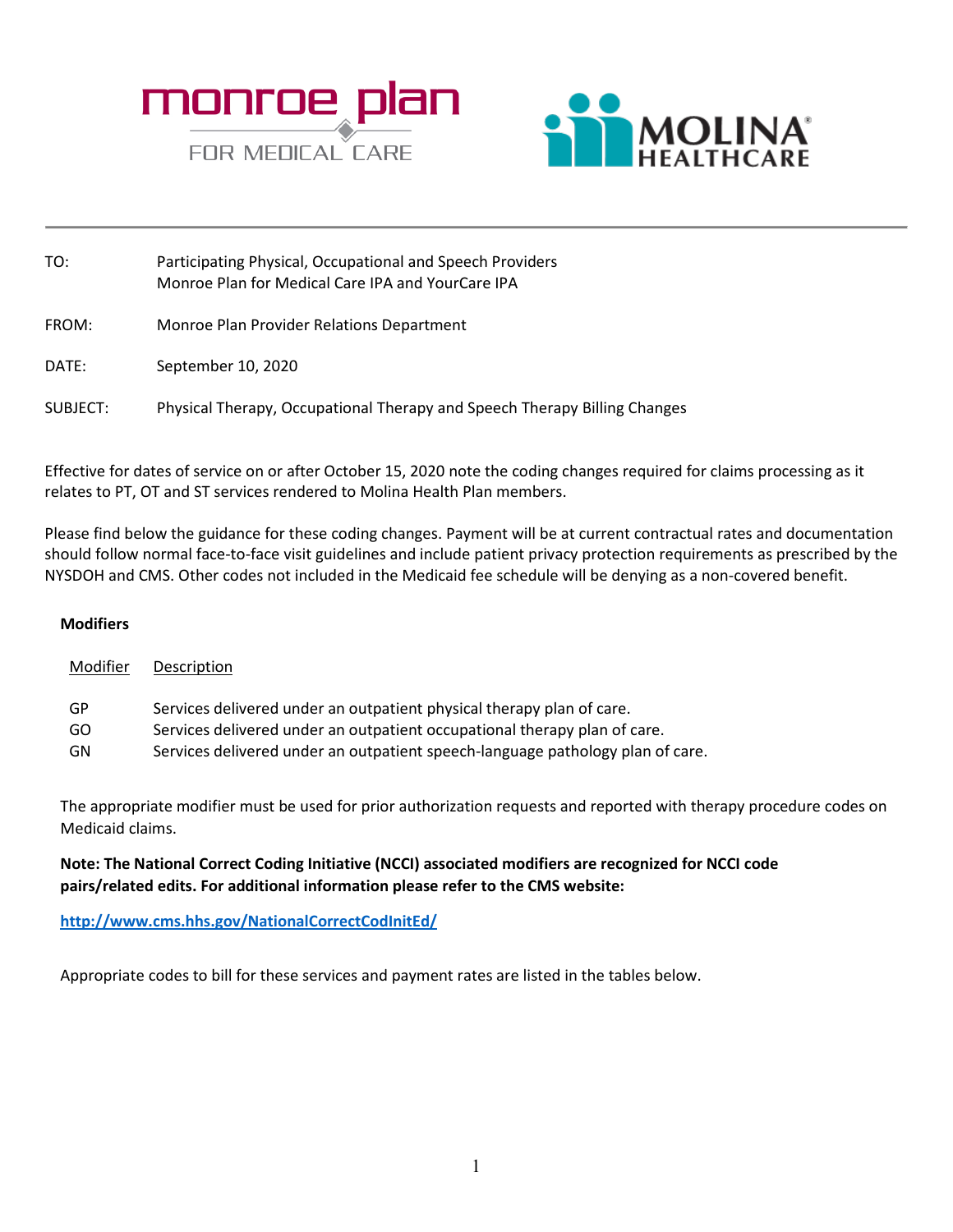monroe plan FOR MEDICAL CARE

MOLINA HEALTHCARE

---

TO: Participating Physical, Occupational and Speech Providers
Monroe Plan for Medical Care IPA and YourCare IPA

FROM: Monroe Plan Provider Relations Department

DATE: September 10, 2020

SUBJECT: Physical Therapy, Occupational Therapy and Speech Therapy Billing Changes

Effective for dates of service on or after October 15, 2020 note the coding changes required for claims processing as it relates to PT, OT and ST services rendered to Molina Health Plan members.

Please find below the guidance for these coding changes. Payment will be at current contractual rates and documentation should follow normal face-to-face visit guidelines and include patient privacy protection requirements as prescribed by the NYSDOH and CMS. Other codes not included in the Medicaid fee schedule will be denying as a non-covered benefit.

**Modifiers**

| Modifier | Description |
| --- | --- |
| GP | Services delivered under an outpatient physical therapy plan of care. |
| GO | Services delivered under an outpatient occupational therapy plan of care. |
| GN | Services delivered under an outpatient speech-language pathology plan of care. |

The appropriate modifier must be used for prior authorization requests and reported with therapy procedure codes on Medicaid claims.

**Note: The National Correct Coding Initiative (NCCI) associated modifiers are recognized for NCCI code pairs/related edits. For additional information please refer to the CMS website:**

http://www.cms.hhs.gov/NationalCorrectCodInitEd/

Appropriate codes to bill for these services and payment rates are listed in the tables below.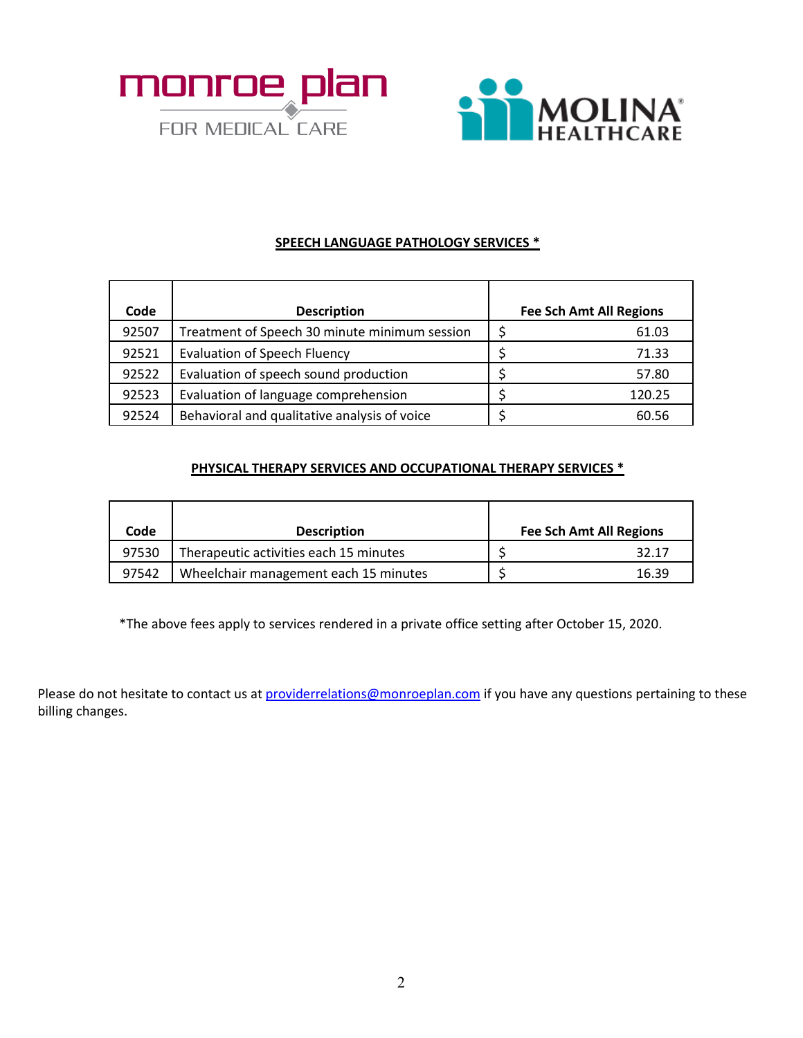## SPEECH LANGUAGE PATHOLOGY SERVICES *

| Code | Description | Fee Sch Amt All Regions |
|---|---|---|
| 92507 | Treatment of Speech 30 minute minimum session | $ 61.03 |
| 92521 | Evaluation of Speech Fluency | $ 71.33 |
| 92522 | Evaluation of speech sound production | $ 57.80 |
| 92523 | Evaluation of language comprehension | $ 120.25 |
| 92524 | Behavioral and qualitative analysis of voice | $ 60.56 |

## PHYSICAL THERAPY SERVICES AND OCCUPATIONAL THERAPY SERVICES *

| Code | Description | Fee Sch Amt All Regions |
|---|---|---|
| 97530 | Therapeutic activities each 15 minutes | $ 32.17 |
| 97542 | Wheelchair management each 15 minutes | $ 16.39 |

*The above fees apply to services rendered in a private office setting after October 15, 2020.

Please do not hesitate to contact us at providerrelations@monroeplan.com if you have any questions pertaining to these billing changes.